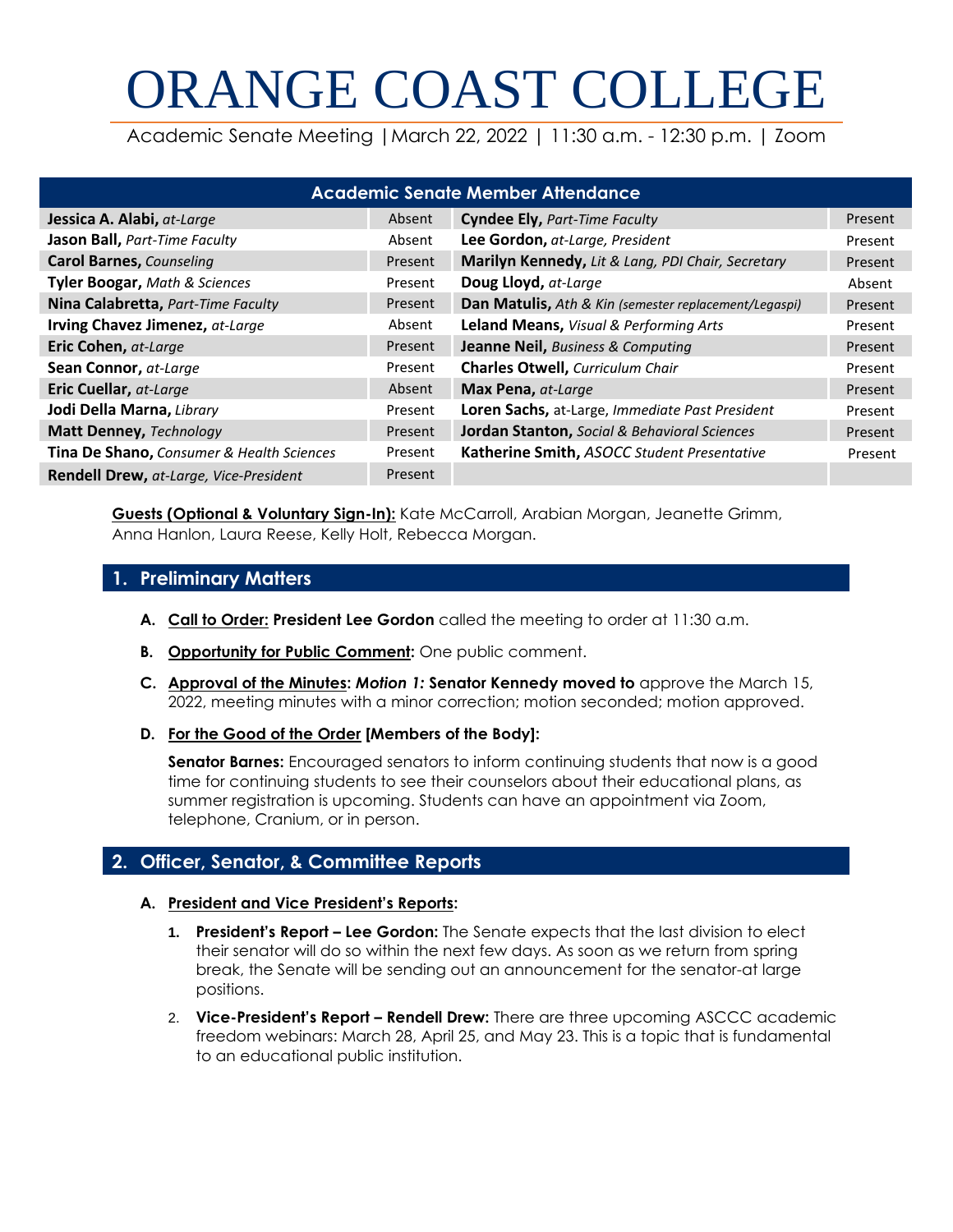# ORANGE COAST COLLEGE

Academic Senate Meeting | March 22, 2022 | 11:30 a.m. - 12:30 p.m. | Zoom

| Academic Senate Member Attendance | | | |
|---|---|---|---|
| **Jessica A. Alabi,** *at-Large* | Absent | **Cyndee Ely,** *Part-Time Faculty* | Present |
| **Jason Ball,** *Part-Time Faculty* | Absent | **Lee Gordon,** *at-Large, President* | Present |
| **Carol Barnes,** *Counseling* | Present | **Marilyn Kennedy,** *Lit & Lang, PDI Chair, Secretary* | Present |
| **Tyler Boogar,** *Math & Sciences* | Present | **Doug Lloyd,** *at-Large* | Absent |
| **Nina Calabretta,** *Part-Time Faculty* | Present | **Dan Matulis,** *Ath & Kin (semester replacement/Legaspi)* | Present |
| **Irving Chavez Jimenez,** *at-Large* | Absent | **Leland Means,** *Visual & Performing Arts* | Present |
| **Eric Cohen,** *at-Large* | Present | **Jeanne Neil,** *Business & Computing* | Present |
| **Sean Connor,** *at-Large* | Present | **Charles Otwell,** *Curriculum Chair* | Present |
| **Eric Cuellar,** *at-Large* | Absent | **Max Pena,** *at-Large* | Present |
| **Jodi Della Marna,** *Library* | Present | **Loren Sachs,** at-Large, *Immediate Past President* | Present |
| **Matt Denney,** *Technology* | Present | **Jordan Stanton,** *Social & Behavioral Sciences* | Present |
| **Tina De Shano,** *Consumer & Health Sciences* | Present | **Katherine Smith,** *ASOCC Student Presentative* | Present |
| **Rendell Drew,** *at-Large, Vice-President* | Present | | |

**Guests (Optional & Voluntary Sign-In):** Kate McCarroll, Arabian Morgan, Jeanette Grimm, Anna Hanlon, Laura Reese, Kelly Holt, Rebecca Morgan.

## 1. Preliminary Matters

**A. Call to Order: President Lee Gordon** called the meeting to order at 11:30 a.m.

**B. Opportunity for Public Comment:** One public comment.

**C. Approval of the Minutes:** *Motion 1:* **Senator Kennedy moved to** approve the March 15, 2022, meeting minutes with a minor correction; motion seconded; motion approved.

**D. For the Good of the Order [Members of the Body]:**

**Senator Barnes:** Encouraged senators to inform continuing students that now is a good time for continuing students to see their counselors about their educational plans, as summer registration is upcoming. Students can have an appointment via Zoom, telephone, Cranium, or in person.

## 2. Officer, Senator, & Committee Reports

**A. President and Vice President's Reports:**

1. **President's Report – Lee Gordon:** The Senate expects that the last division to elect their senator will do so within the next few days. As soon as we return from spring break, the Senate will be sending out an announcement for the senator-at large positions.
2. **Vice-President's Report – Rendell Drew:** There are three upcoming ASCCC academic freedom webinars: March 28, April 25, and May 23. This is a topic that is fundamental to an educational public institution.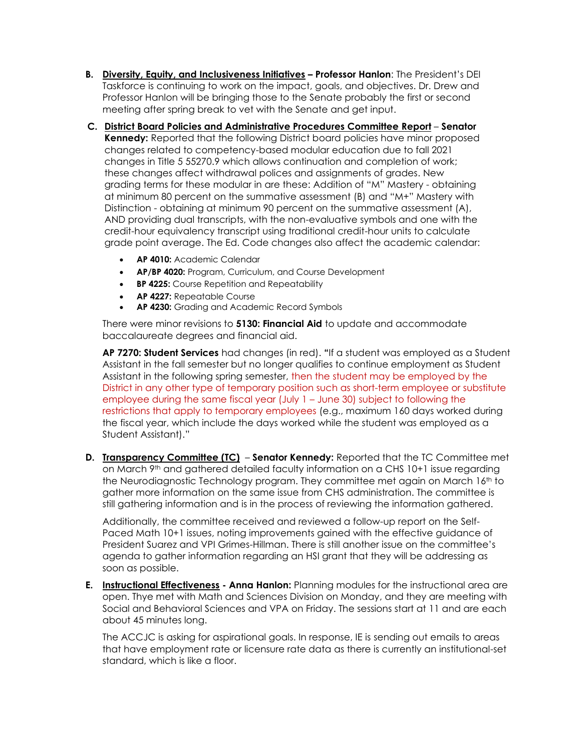**B. Diversity, Equity, and Inclusiveness Initiatives – Professor Hanlon**: The President's DEI Taskforce is continuing to work on the impact, goals, and objectives. Dr. Drew and Professor Hanlon will be bringing those to the Senate probably the first or second meeting after spring break to vet with the Senate and get input.

**C. District Board Policies and Administrative Procedures Committee Report – Senator Kennedy:** Reported that the following District board policies have minor proposed changes related to competency-based modular education due to fall 2021 changes in Title 5 55270.9 which allows continuation and completion of work; these changes affect withdrawal polices and assignments of grades. New grading terms for these modular in are these: Addition of "M" Mastery - obtaining at minimum 80 percent on the summative assessment (B) and "M+" Mastery with Distinction - obtaining at minimum 90 percent on the summative assessment (A), AND providing dual transcripts, with the non-evaluative symbols and one with the credit-hour equivalency transcript using traditional credit-hour units to calculate grade point average. The Ed. Code changes also affect the academic calendar:

- **AP 4010:** Academic Calendar
- **AP/BP 4020:** Program, Curriculum, and Course Development
- **BP 4225:** Course Repetition and Repeatability
- **AP 4227:** Repeatable Course
- **AP 4230:** Grading and Academic Record Symbols

There were minor revisions to **5130: Financial Aid** to update and accommodate baccalaureate degrees and financial aid.

**AP 7270: Student Services** had changes (in red). "If a student was employed as a Student Assistant in the fall semester but no longer qualifies to continue employment as Student Assistant in the following spring semester, then the student may be employed by the District in any other type of temporary position such as short-term employee or substitute employee during the same fiscal year (July 1 – June 30) subject to following the restrictions that apply to temporary employees (e.g., maximum 160 days worked during the fiscal year, which include the days worked while the student was employed as a Student Assistant)."

**D. Transparency Committee (TC) – Senator Kennedy:** Reported that the TC Committee met on March 9th and gathered detailed faculty information on a CHS 10+1 issue regarding the Neurodiagnostic Technology program. They committee met again on March 16th to gather more information on the same issue from CHS administration. The committee is still gathering information and is in the process of reviewing the information gathered.

Additionally, the committee received and reviewed a follow-up report on the Self-Paced Math 10+1 issues, noting improvements gained with the effective guidance of President Suarez and VPI Grimes-Hillman. There is still another issue on the committee's agenda to gather information regarding an HSI grant that they will be addressing as soon as possible.

**E. Instructional Effectiveness - Anna Hanlon:** Planning modules for the instructional area are open. Thye met with Math and Sciences Division on Monday, and they are meeting with Social and Behavioral Sciences and VPA on Friday. The sessions start at 11 and are each about 45 minutes long.

The ACCJC is asking for aspirational goals. In response, IE is sending out emails to areas that have employment rate or licensure rate data as there is currently an institutional-set standard, which is like a floor.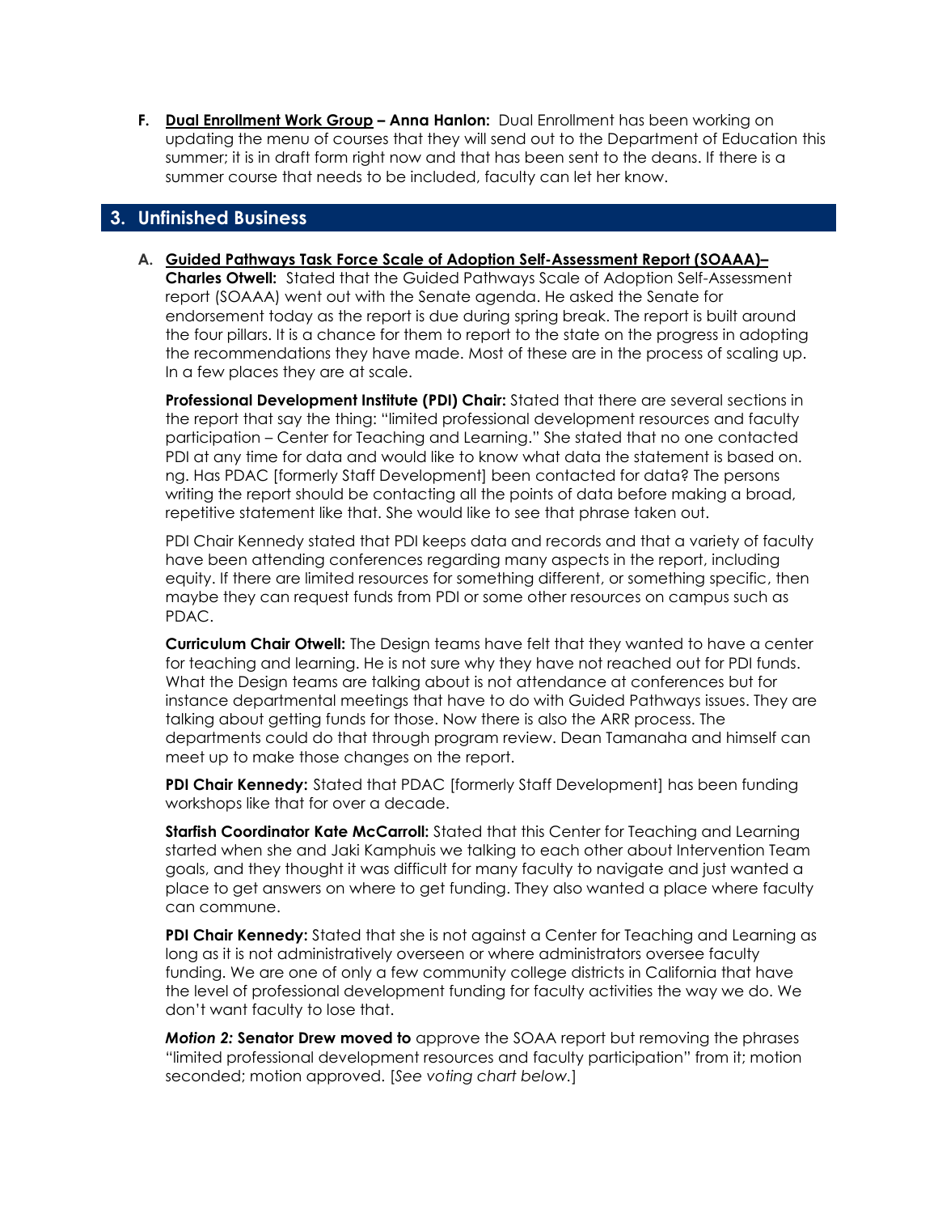**F. Dual Enrollment Work Group – Anna Hanlon:** Dual Enrollment has been working on updating the menu of courses that they will send out to the Department of Education this summer; it is in draft form right now and that has been sent to the deans. If there is a summer course that needs to be included, faculty can let her know.

## 3. Unfinished Business

**A. Guided Pathways Task Force Scale of Adoption Self-Assessment Report (SOAAA)– Charles Otwell:** Stated that the Guided Pathways Scale of Adoption Self-Assessment report (SOAAA) went out with the Senate agenda. He asked the Senate for endorsement today as the report is due during spring break. The report is built around the four pillars. It is a chance for them to report to the state on the progress in adopting the recommendations they have made. Most of these are in the process of scaling up. In a few places they are at scale.

**Professional Development Institute (PDI) Chair:** Stated that there are several sections in the report that say the thing: "limited professional development resources and faculty participation – Center for Teaching and Learning." She stated that no one contacted PDI at any time for data and would like to know what data the statement is based on. ng. Has PDAC [formerly Staff Development] been contacted for data? The persons writing the report should be contacting all the points of data before making a broad, repetitive statement like that. She would like to see that phrase taken out.

PDI Chair Kennedy stated that PDI keeps data and records and that a variety of faculty have been attending conferences regarding many aspects in the report, including equity. If there are limited resources for something different, or something specific, then maybe they can request funds from PDI or some other resources on campus such as PDAC.

**Curriculum Chair Otwell:** The Design teams have felt that they wanted to have a center for teaching and learning. He is not sure why they have not reached out for PDI funds. What the Design teams are talking about is not attendance at conferences but for instance departmental meetings that have to do with Guided Pathways issues. They are talking about getting funds for those. Now there is also the ARR process. The departments could do that through program review. Dean Tamanaha and himself can meet up to make those changes on the report.

**PDI Chair Kennedy:** Stated that PDAC [formerly Staff Development] has been funding workshops like that for over a decade.

**Starfish Coordinator Kate McCarroll:** Stated that this Center for Teaching and Learning started when she and Jaki Kamphuis we talking to each other about Intervention Team goals, and they thought it was difficult for many faculty to navigate and just wanted a place to get answers on where to get funding. They also wanted a place where faculty can commune.

**PDI Chair Kennedy:** Stated that she is not against a Center for Teaching and Learning as long as it is not administratively overseen or where administrators oversee faculty funding. We are one of only a few community college districts in California that have the level of professional development funding for faculty activities the way we do. We don't want faculty to lose that.

***Motion 2:* Senator Drew moved to** approve the SOAA report but removing the phrases "limited professional development resources and faculty participation" from it; motion seconded; motion approved. [*See voting chart below.*]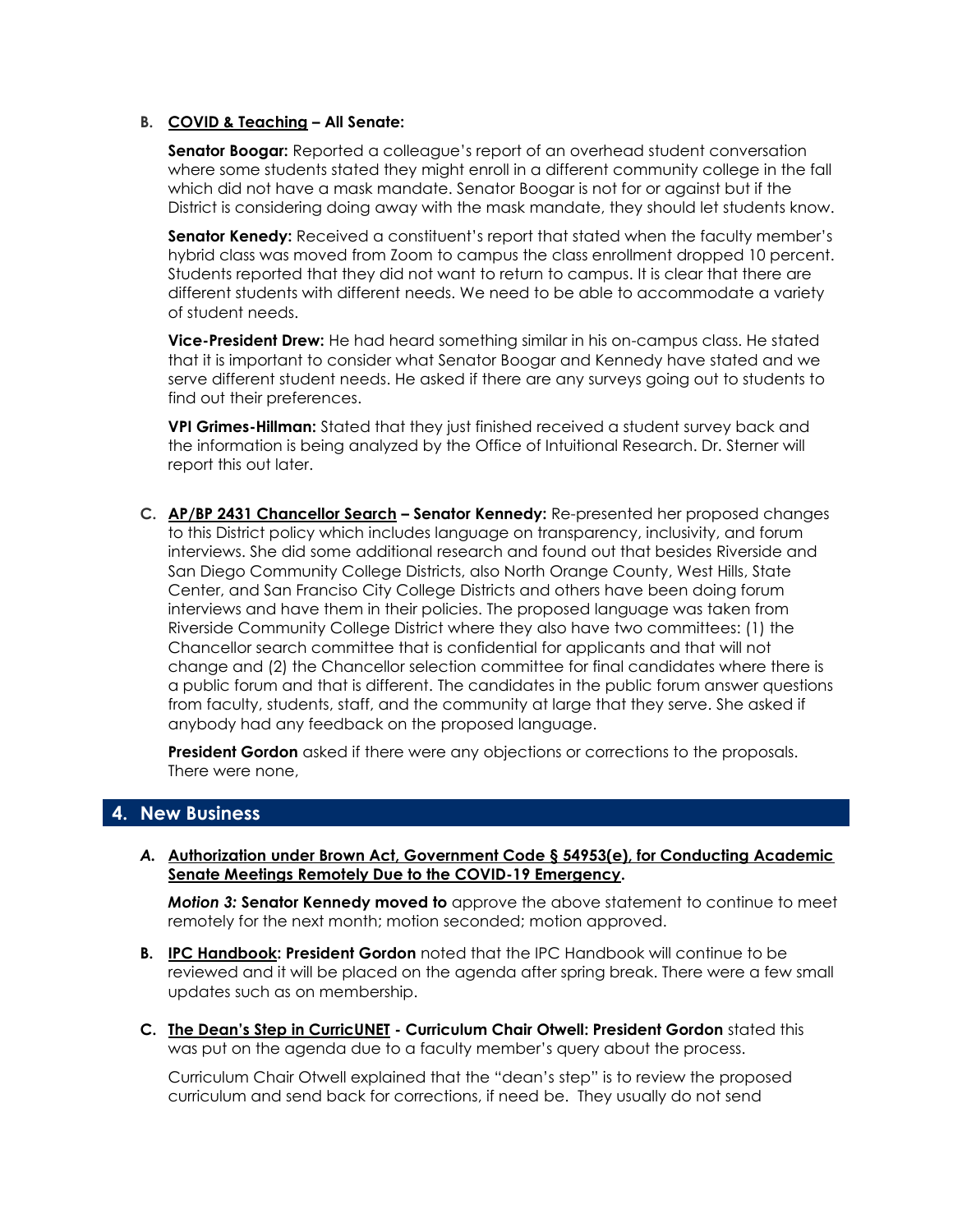**B. COVID & Teaching – All Senate:**

**Senator Boogar:** Reported a colleague's report of an overhead student conversation where some students stated they might enroll in a different community college in the fall which did not have a mask mandate. Senator Boogar is not for or against but if the District is considering doing away with the mask mandate, they should let students know.

**Senator Kenedy:** Received a constituent's report that stated when the faculty member's hybrid class was moved from Zoom to campus the class enrollment dropped 10 percent. Students reported that they did not want to return to campus. It is clear that there are different students with different needs. We need to be able to accommodate a variety of student needs.

**Vice-President Drew:** He had heard something similar in his on-campus class. He stated that it is important to consider what Senator Boogar and Kennedy have stated and we serve different student needs. He asked if there are any surveys going out to students to find out their preferences.

**VPI Grimes-Hillman:** Stated that they just finished received a student survey back and the information is being analyzed by the Office of Intuitional Research. Dr. Sterner will report this out later.

**C. AP/BP 2431 Chancellor Search – Senator Kennedy:** Re-presented her proposed changes to this District policy which includes language on transparency, inclusivity, and forum interviews. She did some additional research and found out that besides Riverside and San Diego Community College Districts, also North Orange County, West Hills, State Center, and San Franciso City College Districts and others have been doing forum interviews and have them in their policies. The proposed language was taken from Riverside Community College District where they also have two committees: (1) the Chancellor search committee that is confidential for applicants and that will not change and (2) the Chancellor selection committee for final candidates where there is a public forum and that is different. The candidates in the public forum answer questions from faculty, students, staff, and the community at large that they serve. She asked if anybody had any feedback on the proposed language.

**President Gordon** asked if there were any objections or corrections to the proposals. There were none,

## 4. New Business

***A.* Authorization under Brown Act, Government Code § 54953(e), for Conducting Academic Senate Meetings Remotely Due to the COVID-19 Emergency.**

***Motion 3:*** **Senator Kennedy moved to** approve the above statement to continue to meet remotely for the next month; motion seconded; motion approved.

**B. IPC Handbook: President Gordon** noted that the IPC Handbook will continue to be reviewed and it will be placed on the agenda after spring break. There were a few small updates such as on membership.

**C. The Dean's Step in CurricUNET - Curriculum Chair Otwell: President Gordon** stated this was put on the agenda due to a faculty member's query about the process.

Curriculum Chair Otwell explained that the "dean's step" is to review the proposed curriculum and send back for corrections, if need be. They usually do not send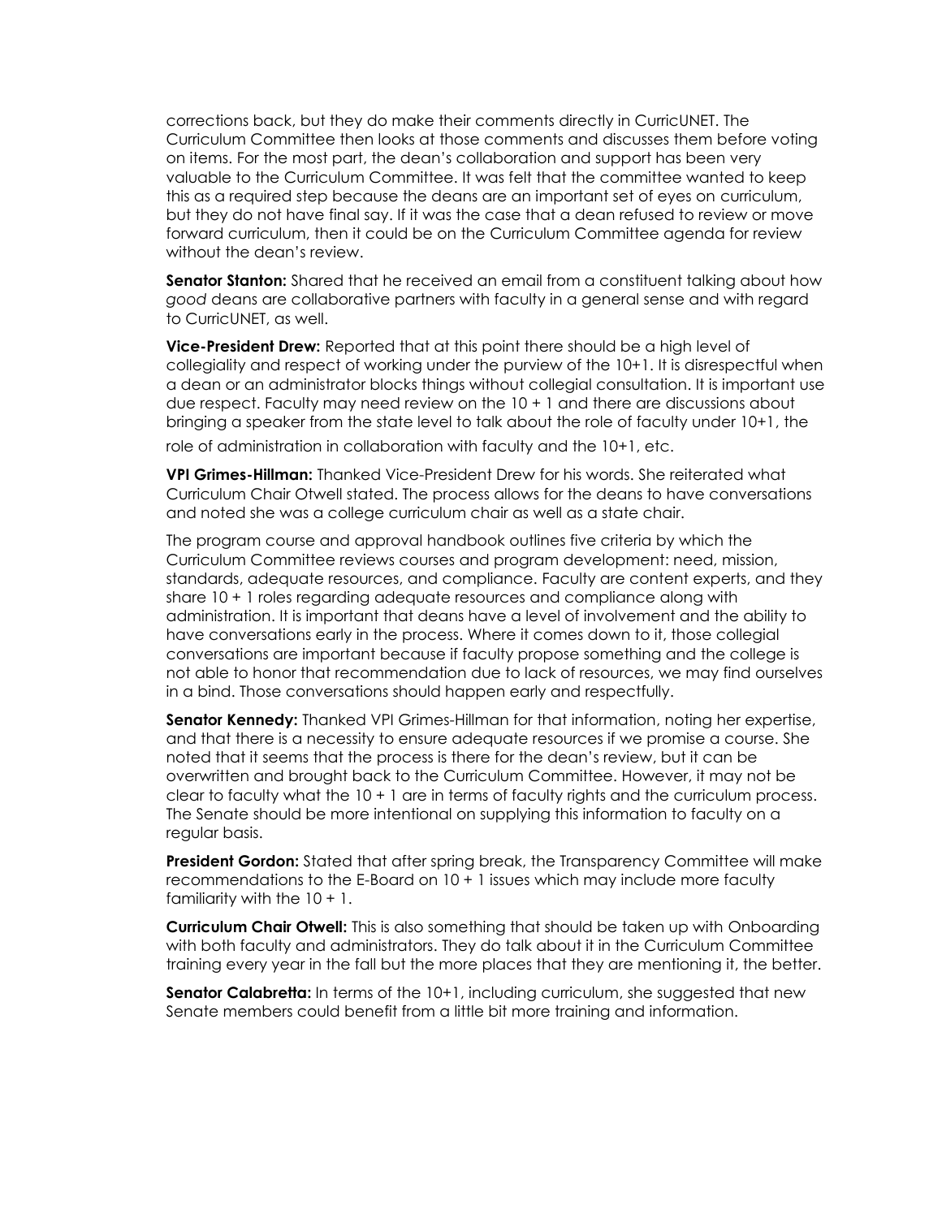corrections back, but they do make their comments directly in CurricUNET. The Curriculum Committee then looks at those comments and discusses them before voting on items. For the most part, the dean's collaboration and support has been very valuable to the Curriculum Committee. It was felt that the committee wanted to keep this as a required step because the deans are an important set of eyes on curriculum, but they do not have final say. If it was the case that a dean refused to review or move forward curriculum, then it could be on the Curriculum Committee agenda for review without the dean's review.

**Senator Stanton:** Shared that he received an email from a constituent talking about how *good* deans are collaborative partners with faculty in a general sense and with regard to CurricUNET, as well.

**Vice-President Drew:** Reported that at this point there should be a high level of collegiality and respect of working under the purview of the 10+1. It is disrespectful when a dean or an administrator blocks things without collegial consultation. It is important use due respect. Faculty may need review on the 10 + 1 and there are discussions about bringing a speaker from the state level to talk about the role of faculty under 10+1, the role of administration in collaboration with faculty and the 10+1, etc.

**VPI Grimes-Hillman:** Thanked Vice-President Drew for his words. She reiterated what Curriculum Chair Otwell stated. The process allows for the deans to have conversations and noted she was a college curriculum chair as well as a state chair.

The program course and approval handbook outlines five criteria by which the Curriculum Committee reviews courses and program development: need, mission, standards, adequate resources, and compliance. Faculty are content experts, and they share 10 + 1 roles regarding adequate resources and compliance along with administration. It is important that deans have a level of involvement and the ability to have conversations early in the process. Where it comes down to it, those collegial conversations are important because if faculty propose something and the college is not able to honor that recommendation due to lack of resources, we may find ourselves in a bind. Those conversations should happen early and respectfully.

**Senator Kennedy:** Thanked VPI Grimes-Hillman for that information, noting her expertise, and that there is a necessity to ensure adequate resources if we promise a course. She noted that it seems that the process is there for the dean's review, but it can be overwritten and brought back to the Curriculum Committee. However, it may not be clear to faculty what the 10 + 1 are in terms of faculty rights and the curriculum process. The Senate should be more intentional on supplying this information to faculty on a regular basis.

**President Gordon:** Stated that after spring break, the Transparency Committee will make recommendations to the E-Board on 10 + 1 issues which may include more faculty familiarity with the 10 + 1.

**Curriculum Chair Otwell:** This is also something that should be taken up with Onboarding with both faculty and administrators. They do talk about it in the Curriculum Committee training every year in the fall but the more places that they are mentioning it, the better.

**Senator Calabretta:** In terms of the 10+1, including curriculum, she suggested that new Senate members could benefit from a little bit more training and information.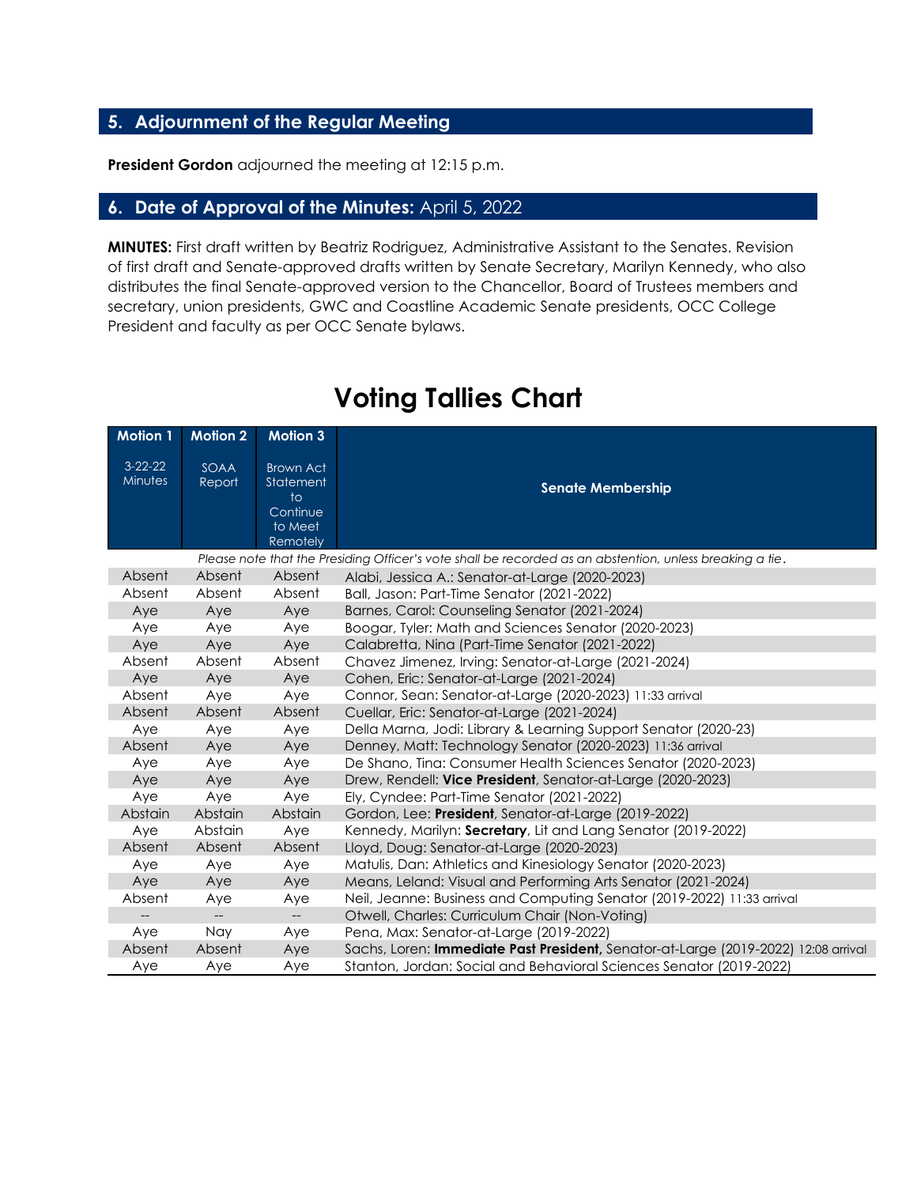## 5. Adjournment of the Regular Meeting

**President Gordon** adjourned the meeting at 12:15 p.m.

## 6. Date of Approval of the Minutes: April 5, 2022

**MINUTES:** First draft written by Beatriz Rodriguez, Administrative Assistant to the Senates. Revision of first draft and Senate-approved drafts written by Senate Secretary, Marilyn Kennedy, who also distributes the final Senate-approved version to the Chancellor, Board of Trustees members and secretary, union presidents, GWC and Coastline Academic Senate presidents, OCC College President and faculty as per OCC Senate bylaws.

# Voting Tallies Chart

| **Motion 1** 3-22-22 Minutes | **Motion 2** SOAA Report | **Motion 3** Brown Act Statement to Continue to Meet Remotely | **Senate Membership** |
|---|---|---|---|
| *Please note that the Presiding Officer's vote shall be recorded as an abstention, unless breaking a tie.* | | | |
| Absent | Absent | Absent | Alabi, Jessica A.: Senator-at-Large (2020-2023) |
| Absent | Absent | Absent | Ball, Jason: Part-Time Senator (2021-2022) |
| Aye | Aye | Aye | Barnes, Carol: Counseling Senator (2021-2024) |
| Aye | Aye | Aye | Boogar, Tyler: Math and Sciences Senator (2020-2023) |
| Aye | Aye | Aye | Calabretta, Nina (Part-Time Senator (2021-2022) |
| Absent | Absent | Absent | Chavez Jimenez, Irving: Senator-at-Large (2021-2024) |
| Aye | Aye | Aye | Cohen, Eric: Senator-at-Large (2021-2024) |
| Absent | Aye | Aye | Connor, Sean: Senator-at-Large (2020-2023) 11:33 arrival |
| Absent | Absent | Absent | Cuellar, Eric: Senator-at-Large (2021-2024) |
| Aye | Aye | Aye | Della Marna, Jodi: Library & Learning Support Senator (2020-23) |
| Absent | Aye | Aye | Denney, Matt: Technology Senator (2020-2023) 11:36 arrival |
| Aye | Aye | Aye | De Shano, Tina: Consumer Health Sciences Senator (2020-2023) |
| Aye | Aye | Aye | Drew, Rendell: **Vice President**, Senator-at-Large (2020-2023) |
| Aye | Aye | Aye | Ely, Cyndee: Part-Time Senator (2021-2022) |
| Abstain | Abstain | Abstain | Gordon, Lee: **President**, Senator-at-Large (2019-2022) |
| Aye | Abstain | Aye | Kennedy, Marilyn: **Secretary**, Lit and Lang Senator (2019-2022) |
| Absent | Absent | Absent | Lloyd, Doug: Senator-at-Large (2020-2023) |
| Aye | Aye | Aye | Matulis, Dan: Athletics and Kinesiology Senator (2020-2023) |
| Aye | Aye | Aye | Means, Leland: Visual and Performing Arts Senator (2021-2024) |
| Absent | Aye | Aye | Neil, Jeanne: Business and Computing Senator (2019-2022) 11:33 arrival |
| -- | -- | -- | Otwell, Charles: Curriculum Chair (Non-Voting) |
| Aye | Nay | Aye | Pena, Max: Senator-at-Large (2019-2022) |
| Absent | Absent | Aye | Sachs, Loren: **Immediate Past President,** Senator-at-Large (2019-2022) 12:08 arrival |
| Aye | Aye | Aye | Stanton, Jordan: Social and Behavioral Sciences Senator (2019-2022) |